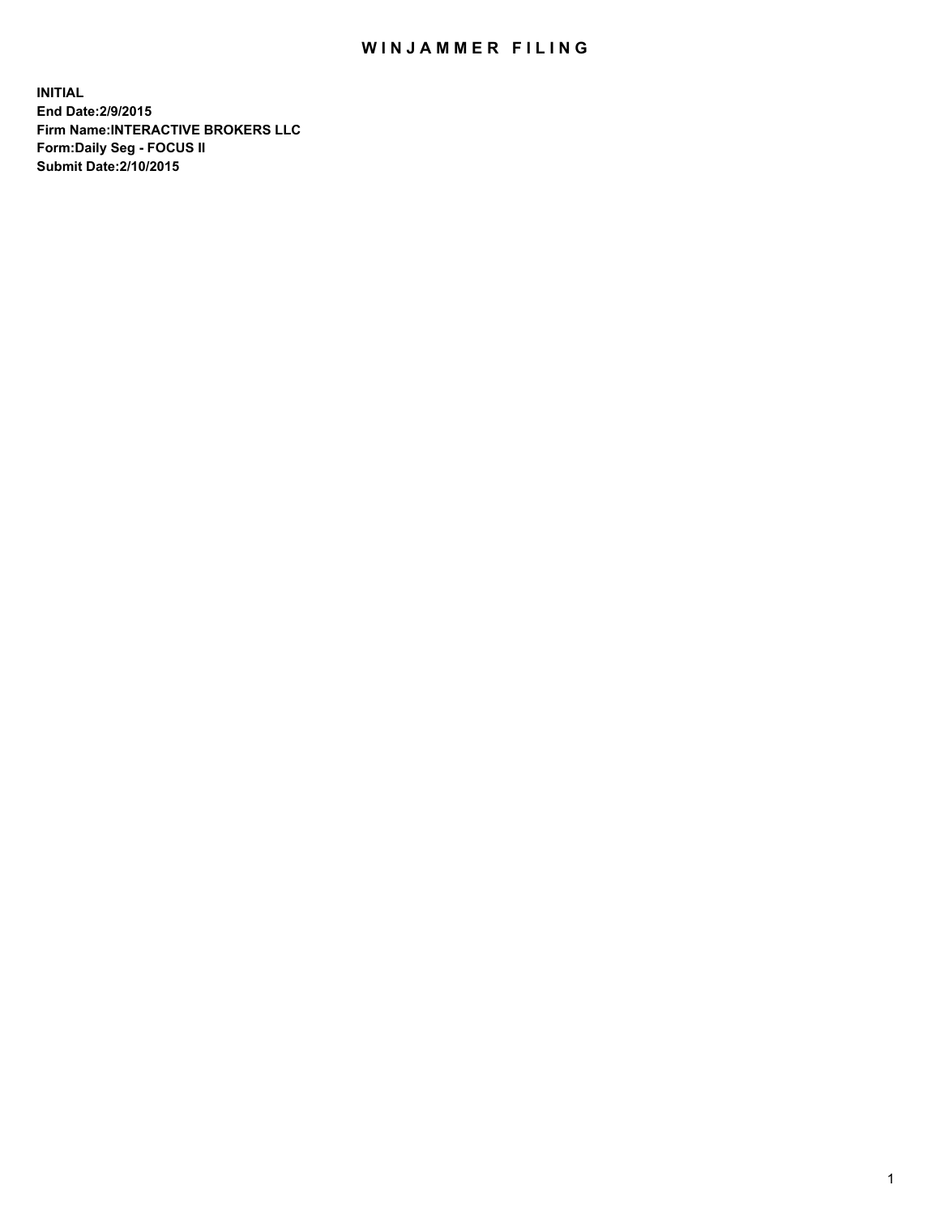# WINJAMMER FILING

**INITIAL**
**End Date:2/9/2015**
**Firm Name:INTERACTIVE BROKERS LLC**
**Form:Daily Seg - FOCUS II**
**Submit Date:2/10/2015**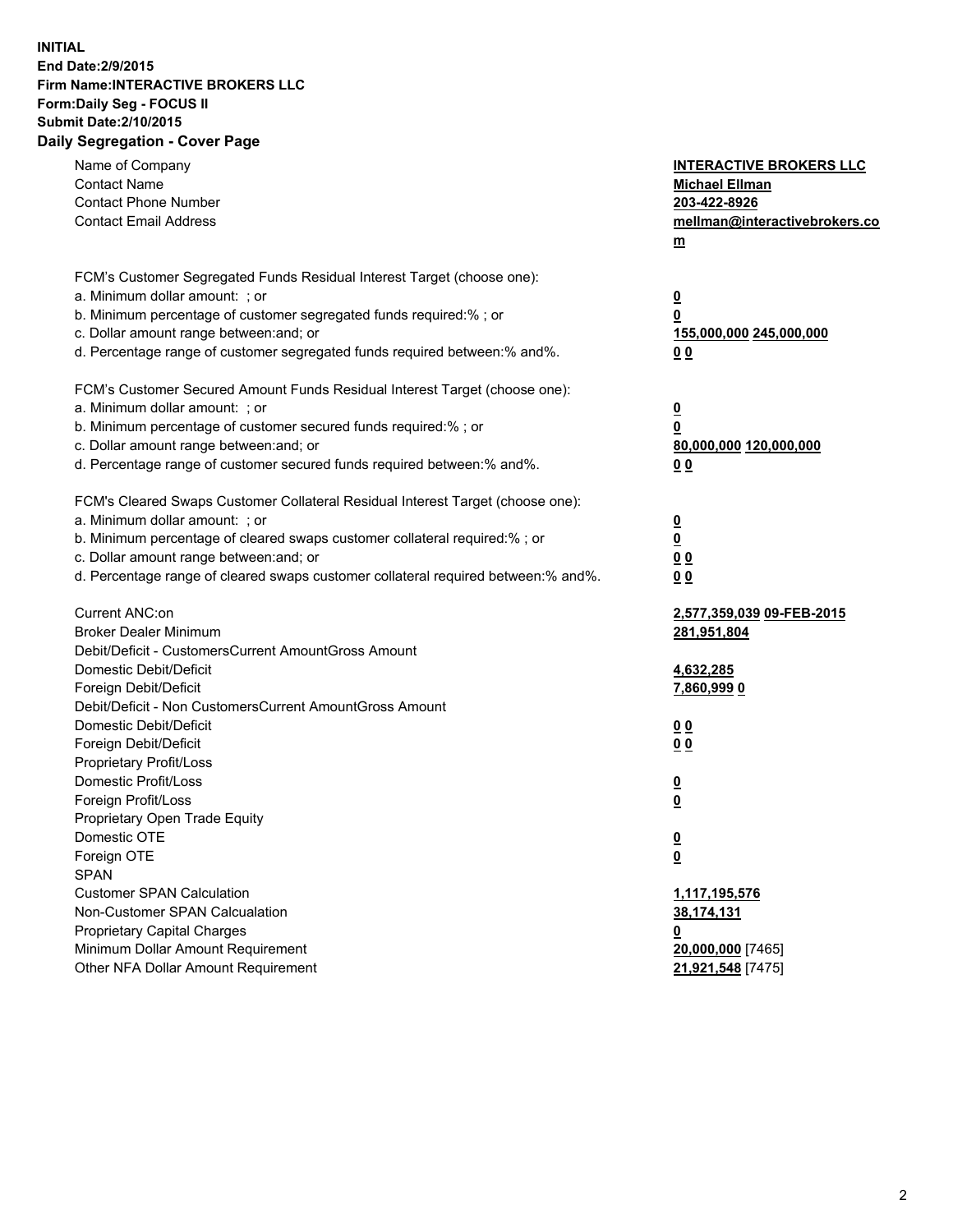**INITIAL**
**End Date:2/9/2015**
**Firm Name:INTERACTIVE BROKERS LLC**
**Form:Daily Seg - FOCUS II**
**Submit Date:2/10/2015**
**Daily Segregation - Cover Page**

| | |
|---|---|
| Name of Company | **INTERACTIVE BROKERS LLC** |
| Contact Name | **Michael Ellman** |
| Contact Phone Number | **203-422-8926** |
| Contact Email Address | **mellman@interactivebrokers.com** |
| | |
| FCM's Customer Segregated Funds Residual Interest Target (choose one): | |
| a. Minimum dollar amount: ; or | **0** |
| b. Minimum percentage of customer segregated funds required:% ; or | **0** |
| c. Dollar amount range between:and; or | **155,000,000 245,000,000** |
| d. Percentage range of customer segregated funds required between:% and%. | **0 0** |
| | |
| FCM's Customer Secured Amount Funds Residual Interest Target (choose one): | |
| a. Minimum dollar amount: ; or | **0** |
| b. Minimum percentage of customer secured funds required:% ; or | **0** |
| c. Dollar amount range between:and; or | **80,000,000 120,000,000** |
| d. Percentage range of customer secured funds required between:% and%. | **0 0** |
| | |
| FCM's Cleared Swaps Customer Collateral Residual Interest Target (choose one): | |
| a. Minimum dollar amount: ; or | **0** |
| b. Minimum percentage of cleared swaps customer collateral required:% ; or | **0** |
| c. Dollar amount range between:and; or | **0 0** |
| d. Percentage range of cleared swaps customer collateral required between:% and%. | **0 0** |
| | |
| Current ANC:on | **2,577,359,039 09-FEB-2015** |
| Broker Dealer Minimum | **281,951,804** |
| Debit/Deficit - CustomersCurrent AmountGross Amount | |
| Domestic Debit/Deficit | **4,632,285** |
| Foreign Debit/Deficit | **7,860,999 0** |
| Debit/Deficit - Non CustomersCurrent AmountGross Amount | |
| Domestic Debit/Deficit | **0 0** |
| Foreign Debit/Deficit | **0 0** |
| Proprietary Profit/Loss | |
| Domestic Profit/Loss | **0** |
| Foreign Profit/Loss | **0** |
| Proprietary Open Trade Equity | |
| Domestic OTE | **0** |
| Foreign OTE | **0** |
| SPAN | |
| Customer SPAN Calculation | **1,117,195,576** |
| Non-Customer SPAN Calcualation | **38,174,131** |
| Proprietary Capital Charges | **0** |
| Minimum Dollar Amount Requirement | **20,000,000** [7465] |
| Other NFA Dollar Amount Requirement | **21,921,548** [7475] |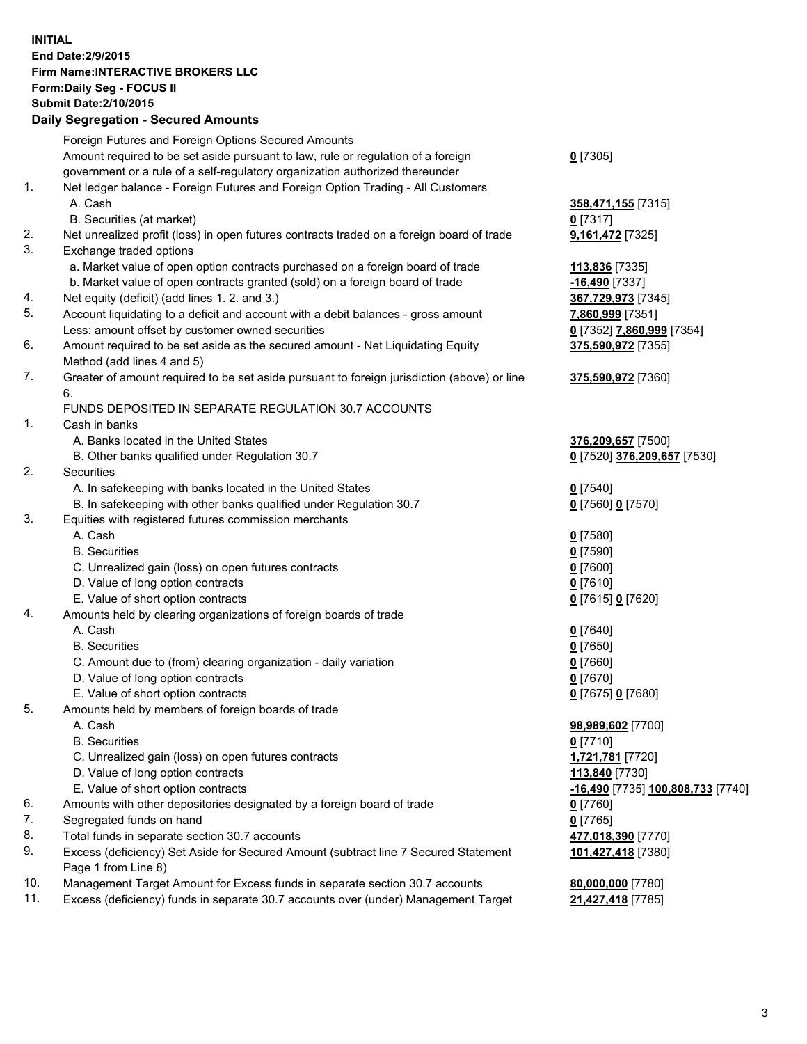**INITIAL**
**End Date:2/9/2015**
**Firm Name:INTERACTIVE BROKERS LLC**
**Form:Daily Seg - FOCUS II**
**Submit Date:2/10/2015**

## Daily Segregation - Secured Amounts

| | | |
|---|---|---|
| | Foreign Futures and Foreign Options Secured Amounts | |
| | Amount required to be set aside pursuant to law, rule or regulation of a foreign government or a rule of a self-regulatory organization authorized thereunder | **0** [7305] |
| 1. | Net ledger balance - Foreign Futures and Foreign Option Trading - All Customers | |
| | A. Cash | **358,471,155** [7315] |
| | B. Securities (at market) | **0** [7317] |
| 2. | Net unrealized profit (loss) in open futures contracts traded on a foreign board of trade | **9,161,472** [7325] |
| 3. | Exchange traded options | |
| | a. Market value of open option contracts purchased on a foreign board of trade | **113,836** [7335] |
| | b. Market value of open contracts granted (sold) on a foreign board of trade | **-16,490** [7337] |
| 4. | Net equity (deficit) (add lines 1. 2. and 3.) | **367,729,973** [7345] |
| 5. | Account liquidating to a deficit and account with a debit balances - gross amount | **7,860,999** [7351] |
| | Less: amount offset by customer owned securities | **0** [7352] **7,860,999** [7354] |
| 6. | Amount required to be set aside as the secured amount - Net Liquidating Equity Method (add lines 4 and 5) | **375,590,972** [7355] |
| 7. | Greater of amount required to be set aside pursuant to foreign jurisdiction (above) or line 6. | **375,590,972** [7360] |
| | FUNDS DEPOSITED IN SEPARATE REGULATION 30.7 ACCOUNTS | |
| 1. | Cash in banks | |
| | A. Banks located in the United States | **376,209,657** [7500] |
| | B. Other banks qualified under Regulation 30.7 | **0** [7520] **376,209,657** [7530] |
| 2. | Securities | |
| | A. In safekeeping with banks located in the United States | **0** [7540] |
| | B. In safekeeping with other banks qualified under Regulation 30.7 | **0** [7560] **0** [7570] |
| 3. | Equities with registered futures commission merchants | |
| | A. Cash | **0** [7580] |
| | B. Securities | **0** [7590] |
| | C. Unrealized gain (loss) on open futures contracts | **0** [7600] |
| | D. Value of long option contracts | **0** [7610] |
| | E. Value of short option contracts | **0** [7615] **0** [7620] |
| 4. | Amounts held by clearing organizations of foreign boards of trade | |
| | A. Cash | **0** [7640] |
| | B. Securities | **0** [7650] |
| | C. Amount due to (from) clearing organization - daily variation | **0** [7660] |
| | D. Value of long option contracts | **0** [7670] |
| | E. Value of short option contracts | **0** [7675] **0** [7680] |
| 5. | Amounts held by members of foreign boards of trade | |
| | A. Cash | **98,989,602** [7700] |
| | B. Securities | **0** [7710] |
| | C. Unrealized gain (loss) on open futures contracts | **1,721,781** [7720] |
| | D. Value of long option contracts | **113,840** [7730] |
| | E. Value of short option contracts | **-16,490** [7735] **100,808,733** [7740] |
| 6. | Amounts with other depositories designated by a foreign board of trade | **0** [7760] |
| 7. | Segregated funds on hand | **0** [7765] |
| 8. | Total funds in separate section 30.7 accounts | **477,018,390** [7770] |
| 9. | Excess (deficiency) Set Aside for Secured Amount (subtract line 7 Secured Statement Page 1 from Line 8) | **101,427,418** [7380] |
| 10. | Management Target Amount for Excess funds in separate section 30.7 accounts | **80,000,000** [7780] |
| 11. | Excess (deficiency) funds in separate 30.7 accounts over (under) Management Target | **21,427,418** [7785] |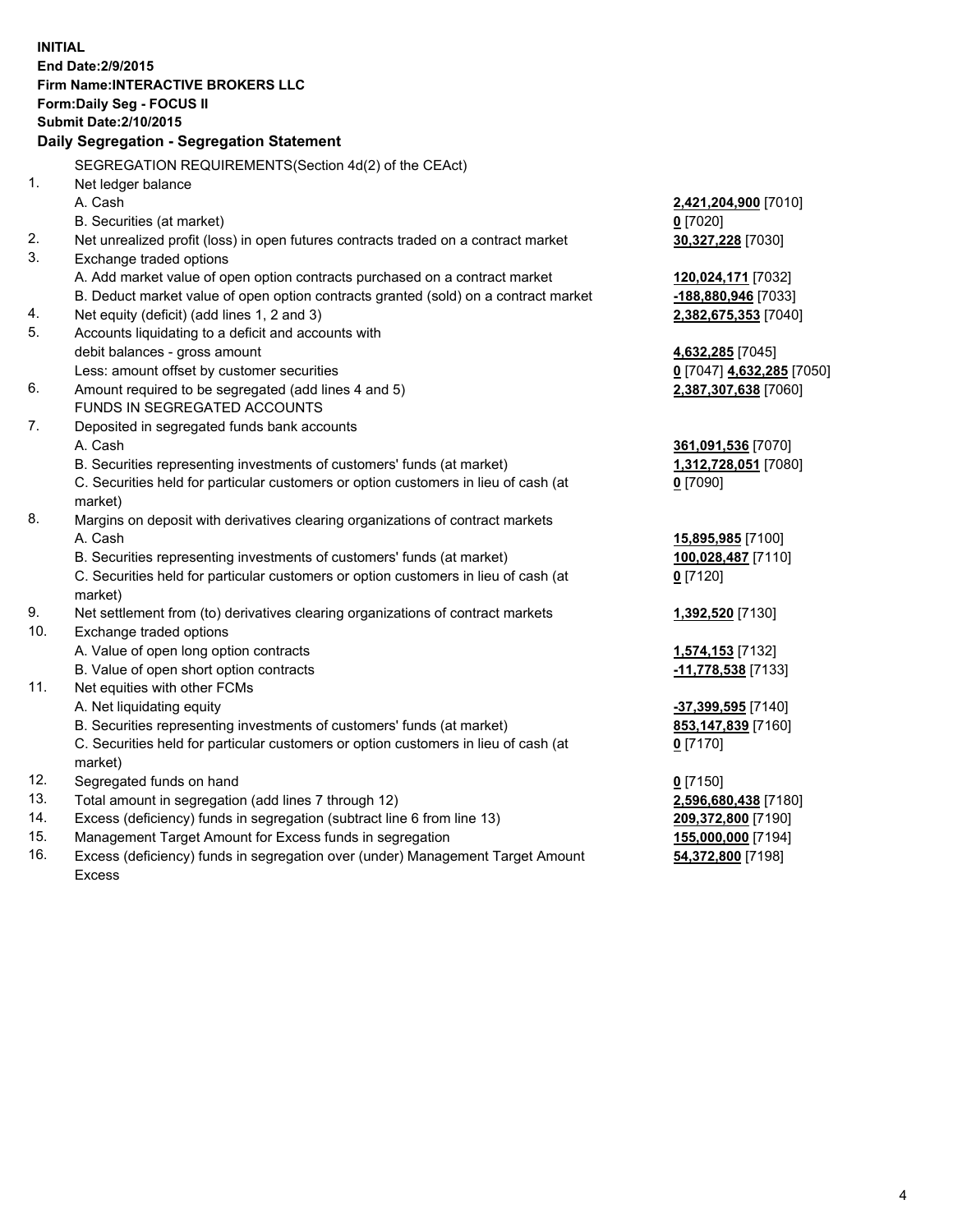**INITIAL**
**End Date:2/9/2015**
**Firm Name:INTERACTIVE BROKERS LLC**
**Form:Daily Seg - FOCUS II**
**Submit Date:2/10/2015**

## Daily Segregation - Segregation Statement

SEGREGATION REQUIREMENTS(Section 4d(2) of the CEAct)

| | | |
|---|---|---|
| 1. | Net ledger balance | |
| | A. Cash | **2,421,204,900** [7010] |
| | B. Securities (at market) | **0** [7020] |
| 2. | Net unrealized profit (loss) in open futures contracts traded on a contract market | **30,327,228** [7030] |
| 3. | Exchange traded options | |
| | A. Add market value of open option contracts purchased on a contract market | **120,024,171** [7032] |
| | B. Deduct market value of open option contracts granted (sold) on a contract market | **-188,880,946** [7033] |
| 4. | Net equity (deficit) (add lines 1, 2 and 3) | **2,382,675,353** [7040] |
| 5. | Accounts liquidating to a deficit and accounts with debit balances - gross amount | **4,632,285** [7045] |
| | Less: amount offset by customer securities | **0** [7047] **4,632,285** [7050] |
| 6. | Amount required to be segregated (add lines 4 and 5) | **2,387,307,638** [7060] |
| | FUNDS IN SEGREGATED ACCOUNTS | |
| 7. | Deposited in segregated funds bank accounts | |
| | A. Cash | **361,091,536** [7070] |
| | B. Securities representing investments of customers' funds (at market) | **1,312,728,051** [7080] |
| | C. Securities held for particular customers or option customers in lieu of cash (at market) | **0** [7090] |
| 8. | Margins on deposit with derivatives clearing organizations of contract markets | |
| | A. Cash | **15,895,985** [7100] |
| | B. Securities representing investments of customers' funds (at market) | **100,028,487** [7110] |
| | C. Securities held for particular customers or option customers in lieu of cash (at market) | **0** [7120] |
| 9. | Net settlement from (to) derivatives clearing organizations of contract markets | **1,392,520** [7130] |
| 10. | Exchange traded options | |
| | A. Value of open long option contracts | **1,574,153** [7132] |
| | B. Value of open short option contracts | **-11,778,538** [7133] |
| 11. | Net equities with other FCMs | |
| | A. Net liquidating equity | **-37,399,595** [7140] |
| | B. Securities representing investments of customers' funds (at market) | **853,147,839** [7160] |
| | C. Securities held for particular customers or option customers in lieu of cash (at market) | **0** [7170] |
| 12. | Segregated funds on hand | **0** [7150] |
| 13. | Total amount in segregation (add lines 7 through 12) | **2,596,680,438** [7180] |
| 14. | Excess (deficiency) funds in segregation (subtract line 6 from line 13) | **209,372,800** [7190] |
| 15. | Management Target Amount for Excess funds in segregation | **155,000,000** [7194] |
| 16. | Excess (deficiency) funds in segregation over (under) Management Target Amount Excess | **54,372,800** [7198] |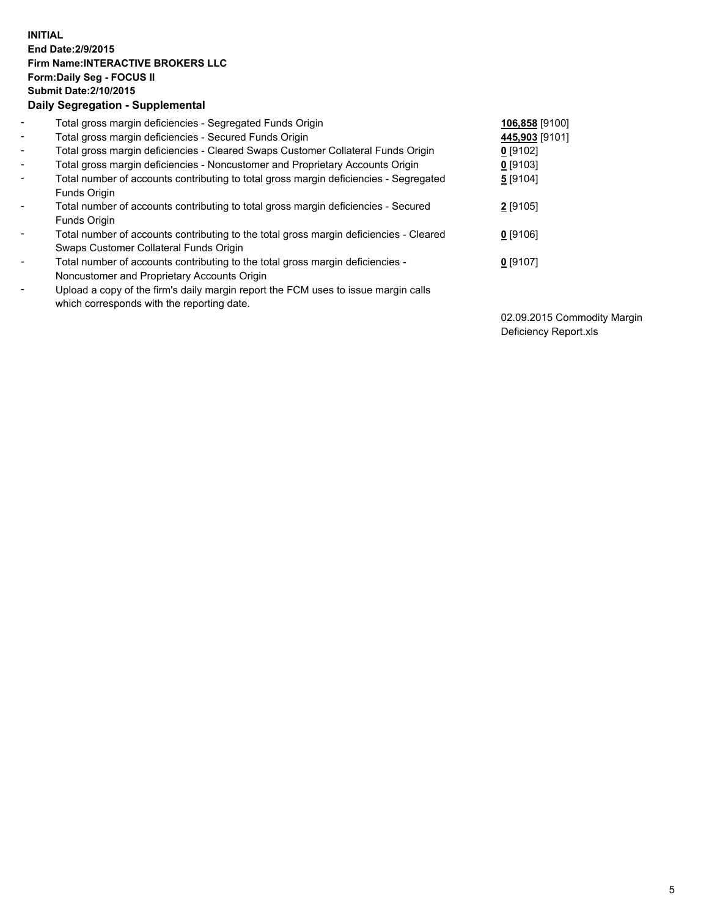**INITIAL**
**End Date:2/9/2015**
**Firm Name:INTERACTIVE BROKERS LLC**
**Form:Daily Seg - FOCUS II**
**Submit Date:2/10/2015**
**Daily Segregation - Supplemental**

| | | |
|---|---|---|
| - | Total gross margin deficiencies - Segregated Funds Origin | **106,858** [9100] |
| - | Total gross margin deficiencies - Secured Funds Origin | **445,903** [9101] |
| - | Total gross margin deficiencies - Cleared Swaps Customer Collateral Funds Origin | **0** [9102] |
| - | Total gross margin deficiencies - Noncustomer and Proprietary Accounts Origin | **0** [9103] |
| - | Total number of accounts contributing to total gross margin deficiencies - Segregated Funds Origin | **5** [9104] |
| - | Total number of accounts contributing to total gross margin deficiencies - Secured Funds Origin | **2** [9105] |
| - | Total number of accounts contributing to the total gross margin deficiencies - Cleared Swaps Customer Collateral Funds Origin | **0** [9106] |
| - | Total number of accounts contributing to the total gross margin deficiencies - Noncustomer and Proprietary Accounts Origin | **0** [9107] |
| - | Upload a copy of the firm's daily margin report the FCM uses to issue margin calls which corresponds with the reporting date. | 02.09.2015 Commodity Margin Deficiency Report.xls |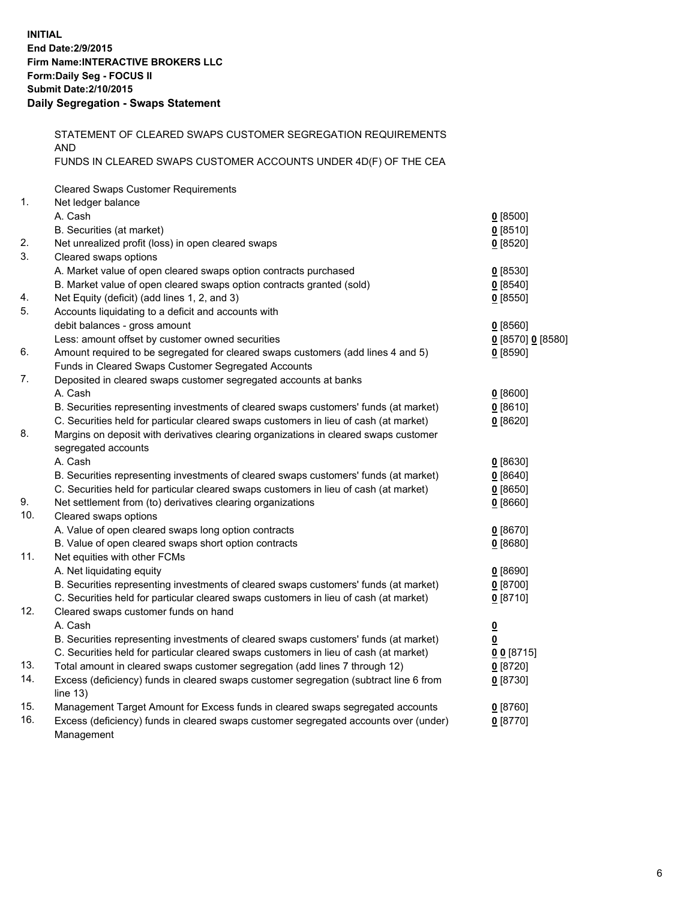**INITIAL**
**End Date:2/9/2015**
**Firm Name:INTERACTIVE BROKERS LLC**
**Form:Daily Seg - FOCUS II**
**Submit Date:2/10/2015**
**Daily Segregation - Swaps Statement**

STATEMENT OF CLEARED SWAPS CUSTOMER SEGREGATION REQUIREMENTS AND FUNDS IN CLEARED SWAPS CUSTOMER ACCOUNTS UNDER 4D(F) OF THE CEA

| | | |
|---|---|---|
| | Cleared Swaps Customer Requirements | |
| 1. | Net ledger balance | |
| | A. Cash | 0 [8500] |
| | B. Securities (at market) | 0 [8510] |
| 2. | Net unrealized profit (loss) in open cleared swaps | 0 [8520] |
| 3. | Cleared swaps options | |
| | A. Market value of open cleared swaps option contracts purchased | 0 [8530] |
| | B. Market value of open cleared swaps option contracts granted (sold) | 0 [8540] |
| 4. | Net Equity (deficit) (add lines 1, 2, and 3) | 0 [8550] |
| 5. | Accounts liquidating to a deficit and accounts with debit balances - gross amount | 0 [8560] |
| | Less: amount offset by customer owned securities | 0 [8570] 0 [8580] |
| 6. | Amount required to be segregated for cleared swaps customers (add lines 4 and 5) | 0 [8590] |
| | Funds in Cleared Swaps Customer Segregated Accounts | |
| 7. | Deposited in cleared swaps customer segregated accounts at banks | |
| | A. Cash | 0 [8600] |
| | B. Securities representing investments of cleared swaps customers' funds (at market) | 0 [8610] |
| | C. Securities held for particular cleared swaps customers in lieu of cash (at market) | 0 [8620] |
| 8. | Margins on deposit with derivatives clearing organizations in cleared swaps customer segregated accounts | |
| | A. Cash | 0 [8630] |
| | B. Securities representing investments of cleared swaps customers' funds (at market) | 0 [8640] |
| | C. Securities held for particular cleared swaps customers in lieu of cash (at market) | 0 [8650] |
| 9. | Net settlement from (to) derivatives clearing organizations | 0 [8660] |
| 10. | Cleared swaps options | |
| | A. Value of open cleared swaps long option contracts | 0 [8670] |
| | B. Value of open cleared swaps short option contracts | 0 [8680] |
| 11. | Net equities with other FCMs | |
| | A. Net liquidating equity | 0 [8690] |
| | B. Securities representing investments of cleared swaps customers' funds (at market) | 0 [8700] |
| | C. Securities held for particular cleared swaps customers in lieu of cash (at market) | 0 [8710] |
| 12. | Cleared swaps customer funds on hand | |
| | A. Cash | 0 |
| | B. Securities representing investments of cleared swaps customers' funds (at market) | 0 |
| | C. Securities held for particular cleared swaps customers in lieu of cash (at market) | 0 0 [8715] |
| 13. | Total amount in cleared swaps customer segregation (add lines 7 through 12) | 0 [8720] |
| 14. | Excess (deficiency) funds in cleared swaps customer segregation (subtract line 6 from line 13) | 0 [8730] |
| 15. | Management Target Amount for Excess funds in cleared swaps segregated accounts | 0 [8760] |
| 16. | Excess (deficiency) funds in cleared swaps customer segregated accounts over (under) Management | 0 [8770] |